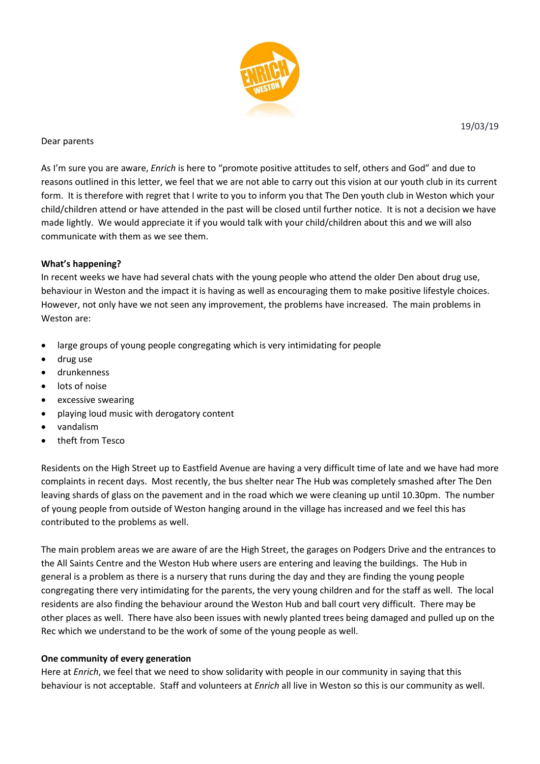19/03/19

Dear parents

As I'm sure you are aware, *Enrich* is here to "promote positive attitudes to self, others and God" and due to reasons outlined in this letter, we feel that we are not able to carry out this vision at our youth club in its current form. It is therefore with regret that I write to you to inform you that The Den youth club in Weston which your child/children attend or have attended in the past will be closed until further notice. It is not a decision we have made lightly. We would appreciate it if you would talk with your child/children about this and we will also communicate with them as we see them.

**What's happening?**
In recent weeks we have had several chats with the young people who attend the older Den about drug use, behaviour in Weston and the impact it is having as well as encouraging them to make positive lifestyle choices. However, not only have we not seen any improvement, the problems have increased. The main problems in Weston are:

- large groups of young people congregating which is very intimidating for people
- drug use
- drunkenness
- lots of noise
- excessive swearing
- playing loud music with derogatory content
- vandalism
- theft from Tesco

Residents on the High Street up to Eastfield Avenue are having a very difficult time of late and we have had more complaints in recent days. Most recently, the bus shelter near The Hub was completely smashed after The Den leaving shards of glass on the pavement and in the road which we were cleaning up until 10.30pm. The number of young people from outside of Weston hanging around in the village has increased and we feel this has contributed to the problems as well.

The main problem areas we are aware of are the High Street, the garages on Podgers Drive and the entrances to the All Saints Centre and the Weston Hub where users are entering and leaving the buildings. The Hub in general is a problem as there is a nursery that runs during the day and they are finding the young people congregating there very intimidating for the parents, the very young children and for the staff as well. The local residents are also finding the behaviour around the Weston Hub and ball court very difficult. There may be other places as well. There have also been issues with newly planted trees being damaged and pulled up on the Rec which we understand to be the work of some of the young people as well.

**One community of every generation**
Here at *Enrich*, we feel that we need to show solidarity with people in our community in saying that this behaviour is not acceptable. Staff and volunteers at *Enrich* all live in Weston so this is our community as well.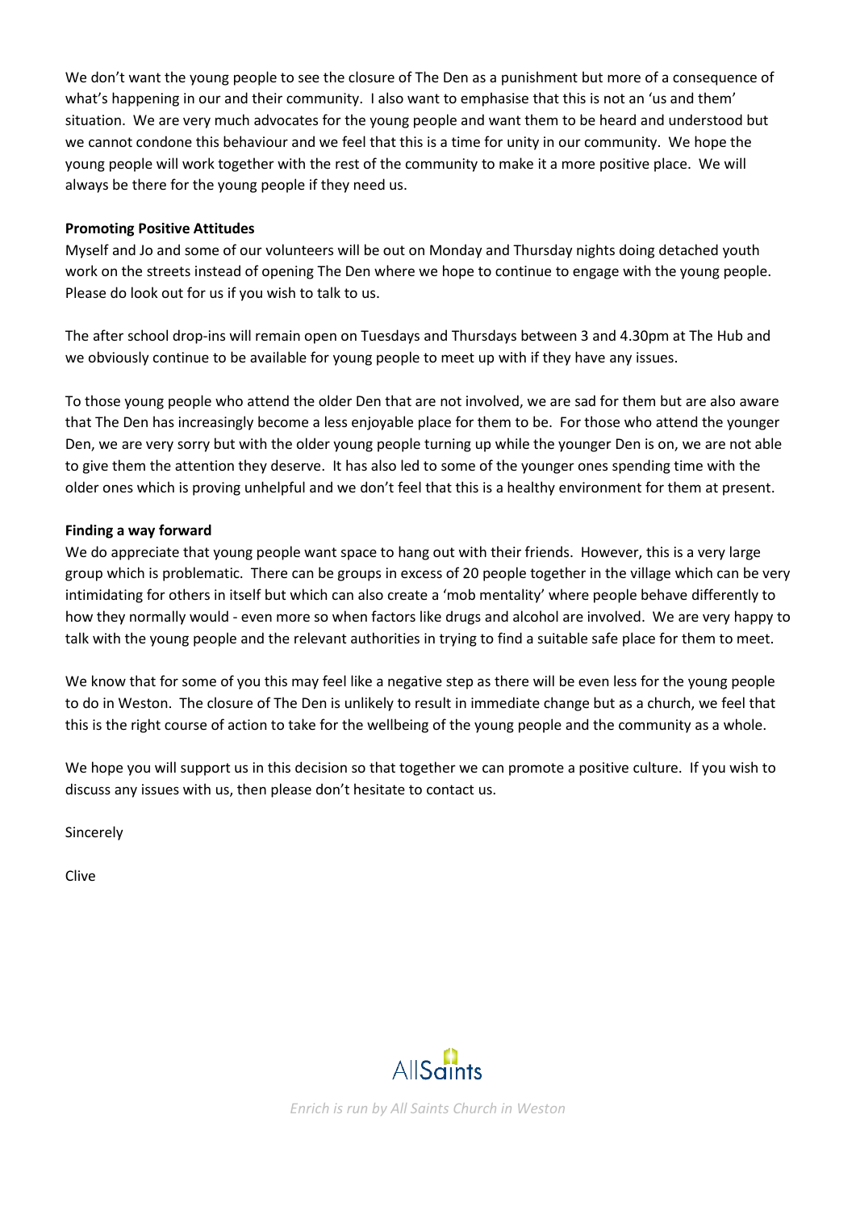We don't want the young people to see the closure of The Den as a punishment but more of a consequence of what's happening in our and their community. I also want to emphasise that this is not an 'us and them' situation. We are very much advocates for the young people and want them to be heard and understood but we cannot condone this behaviour and we feel that this is a time for unity in our community. We hope the young people will work together with the rest of the community to make it a more positive place. We will always be there for the young people if they need us.

**Promoting Positive Attitudes**

Myself and Jo and some of our volunteers will be out on Monday and Thursday nights doing detached youth work on the streets instead of opening The Den where we hope to continue to engage with the young people. Please do look out for us if you wish to talk to us.

The after school drop-ins will remain open on Tuesdays and Thursdays between 3 and 4.30pm at The Hub and we obviously continue to be available for young people to meet up with if they have any issues.

To those young people who attend the older Den that are not involved, we are sad for them but are also aware that The Den has increasingly become a less enjoyable place for them to be. For those who attend the younger Den, we are very sorry but with the older young people turning up while the younger Den is on, we are not able to give them the attention they deserve. It has also led to some of the younger ones spending time with the older ones which is proving unhelpful and we don't feel that this is a healthy environment for them at present.

**Finding a way forward**

We do appreciate that young people want space to hang out with their friends. However, this is a very large group which is problematic. There can be groups in excess of 20 people together in the village which can be very intimidating for others in itself but which can also create a 'mob mentality' where people behave differently to how they normally would - even more so when factors like drugs and alcohol are involved. We are very happy to talk with the young people and the relevant authorities in trying to find a suitable safe place for them to meet.

We know that for some of you this may feel like a negative step as there will be even less for the young people to do in Weston. The closure of The Den is unlikely to result in immediate change but as a church, we feel that this is the right course of action to take for the wellbeing of the young people and the community as a whole.

We hope you will support us in this decision so that together we can promote a positive culture. If you wish to discuss any issues with us, then please don't hesitate to contact us.

Sincerely

Clive

AllSaints

*Enrich is run by All Saints Church in Weston*